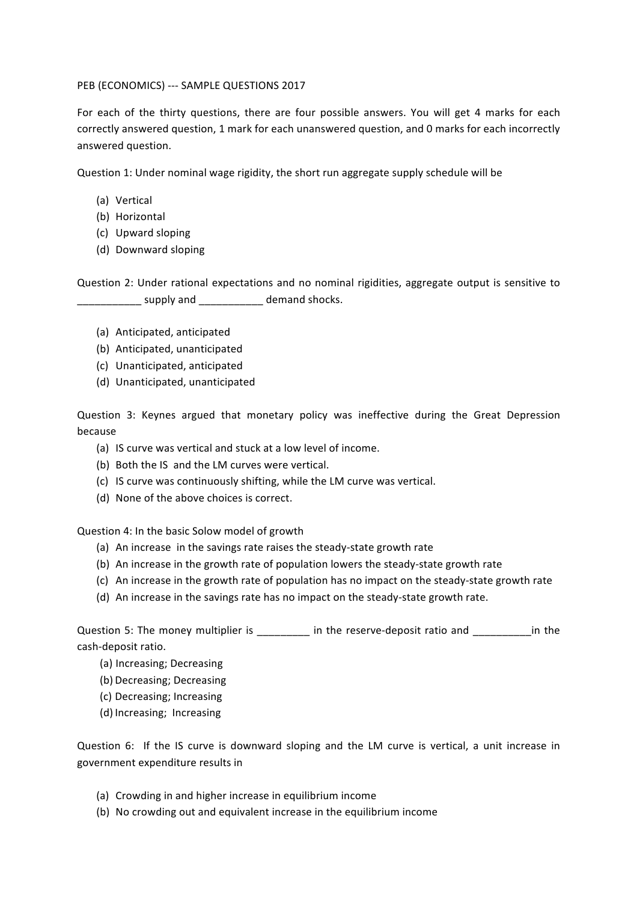PEB (ECONOMICS) --- SAMPLE QUESTIONS 2017

For each of the thirty questions, there are four possible answers. You will get 4 marks for each correctly answered question, 1 mark for each unanswered question, and 0 marks for each incorrectly answered question.

Question 1: Under nominal wage rigidity, the short run aggregate supply schedule will be

(a) Vertical
(b) Horizontal
(c) Upward sloping
(d) Downward sloping

Question 2: Under rational expectations and no nominal rigidities, aggregate output is sensitive to ___________ supply and ___________ demand shocks.

(a) Anticipated, anticipated
(b) Anticipated, unanticipated
(c) Unanticipated, anticipated
(d) Unanticipated, unanticipated

Question 3: Keynes argued that monetary policy was ineffective during the Great Depression because

(a) IS curve was vertical and stuck at a low level of income.
(b) Both the IS and the LM curves were vertical.
(c) IS curve was continuously shifting, while the LM curve was vertical.
(d) None of the above choices is correct.

Question 4: In the basic Solow model of growth

(a) An increase in the savings rate raises the steady-state growth rate
(b) An increase in the growth rate of population lowers the steady-state growth rate
(c) An increase in the growth rate of population has no impact on the steady-state growth rate
(d) An increase in the savings rate has no impact on the steady-state growth rate.

Question 5: The money multiplier is _________ in the reserve-deposit ratio and __________in the cash-deposit ratio.

(a) Increasing; Decreasing
(b) Decreasing; Decreasing
(c) Decreasing; Increasing
(d) Increasing; Increasing

Question 6: If the IS curve is downward sloping and the LM curve is vertical, a unit increase in government expenditure results in

(a) Crowding in and higher increase in equilibrium income
(b) No crowding out and equivalent increase in the equilibrium income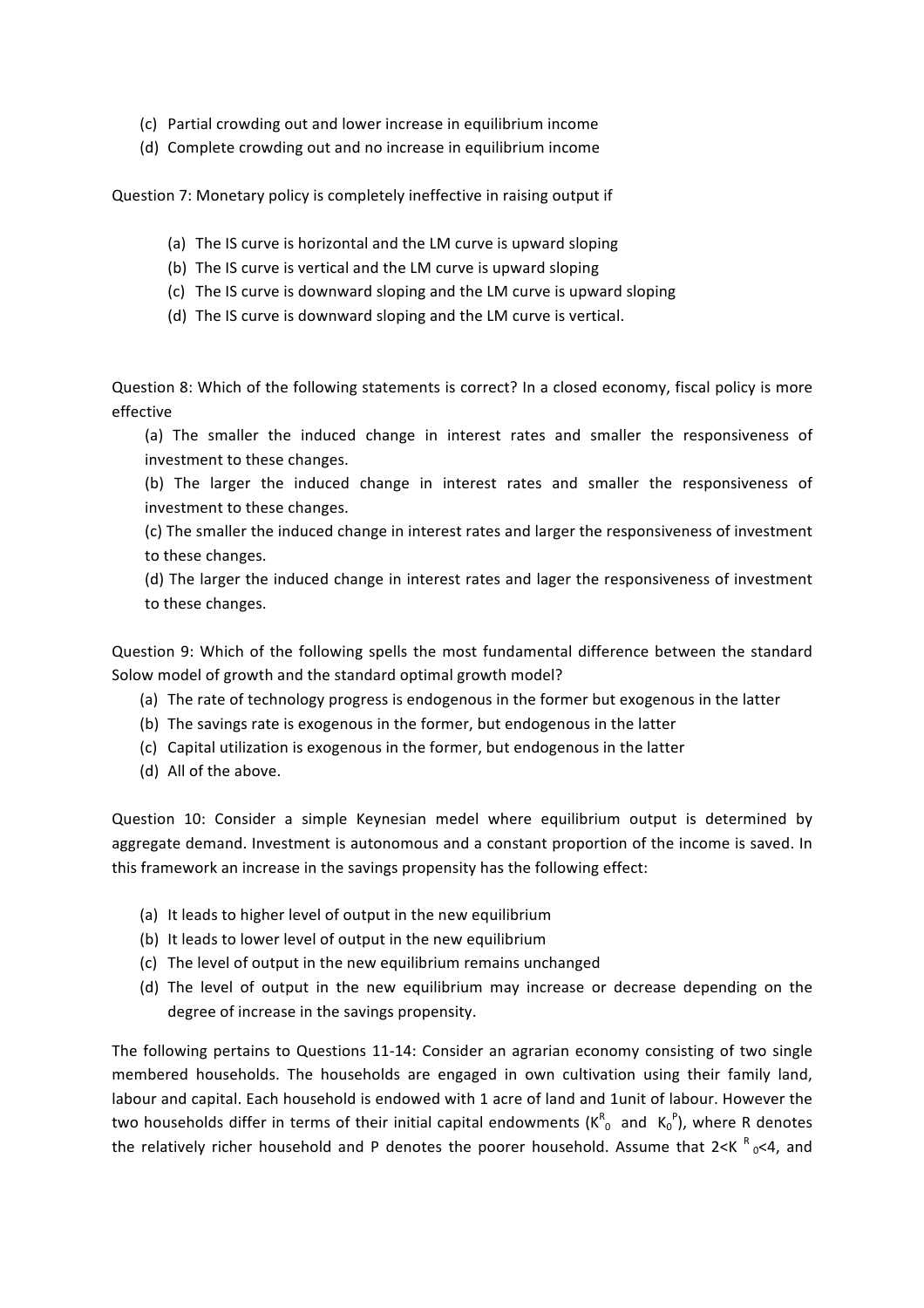(c) Partial crowding out and lower increase in equilibrium income
(d) Complete crowding out and no increase in equilibrium income

Question 7: Monetary policy is completely ineffective in raising output if

(a) The IS curve is horizontal and the LM curve is upward sloping
(b) The IS curve is vertical and the LM curve is upward sloping
(c) The IS curve is downward sloping and the LM curve is upward sloping
(d) The IS curve is downward sloping and the LM curve is vertical.

Question 8: Which of the following statements is correct? In a closed economy, fiscal policy is more effective

(a) The smaller the induced change in interest rates and smaller the responsiveness of investment to these changes.
(b) The larger the induced change in interest rates and smaller the responsiveness of investment to these changes.
(c) The smaller the induced change in interest rates and larger the responsiveness of investment to these changes.
(d) The larger the induced change in interest rates and lager the responsiveness of investment to these changes.

Question 9: Which of the following spells the most fundamental difference between the standard Solow model of growth and the standard optimal growth model?

(a) The rate of technology progress is endogenous in the former but exogenous in the latter
(b) The savings rate is exogenous in the former, but endogenous in the latter
(c) Capital utilization is exogenous in the former, but endogenous in the latter
(d) All of the above.

Question 10: Consider a simple Keynesian medel where equilibrium output is determined by aggregate demand. Investment is autonomous and a constant proportion of the income is saved. In this framework an increase in the savings propensity has the following effect:

(a) It leads to higher level of output in the new equilibrium
(b) It leads to lower level of output in the new equilibrium
(c) The level of output in the new equilibrium remains unchanged
(d) The level of output in the new equilibrium may increase or decrease depending on the degree of increase in the savings propensity.

The following pertains to Questions 11-14: Consider an agrarian economy consisting of two single membered households. The households are engaged in own cultivation using their family land, labour and capital. Each household is endowed with 1 acre of land and 1unit of labour. However the two households differ in terms of their initial capital endowments ($K^R_0$ and $K^P_0$), where R denotes the relatively richer household and P denotes the poorer household. Assume that $2<K^R_0<4$, and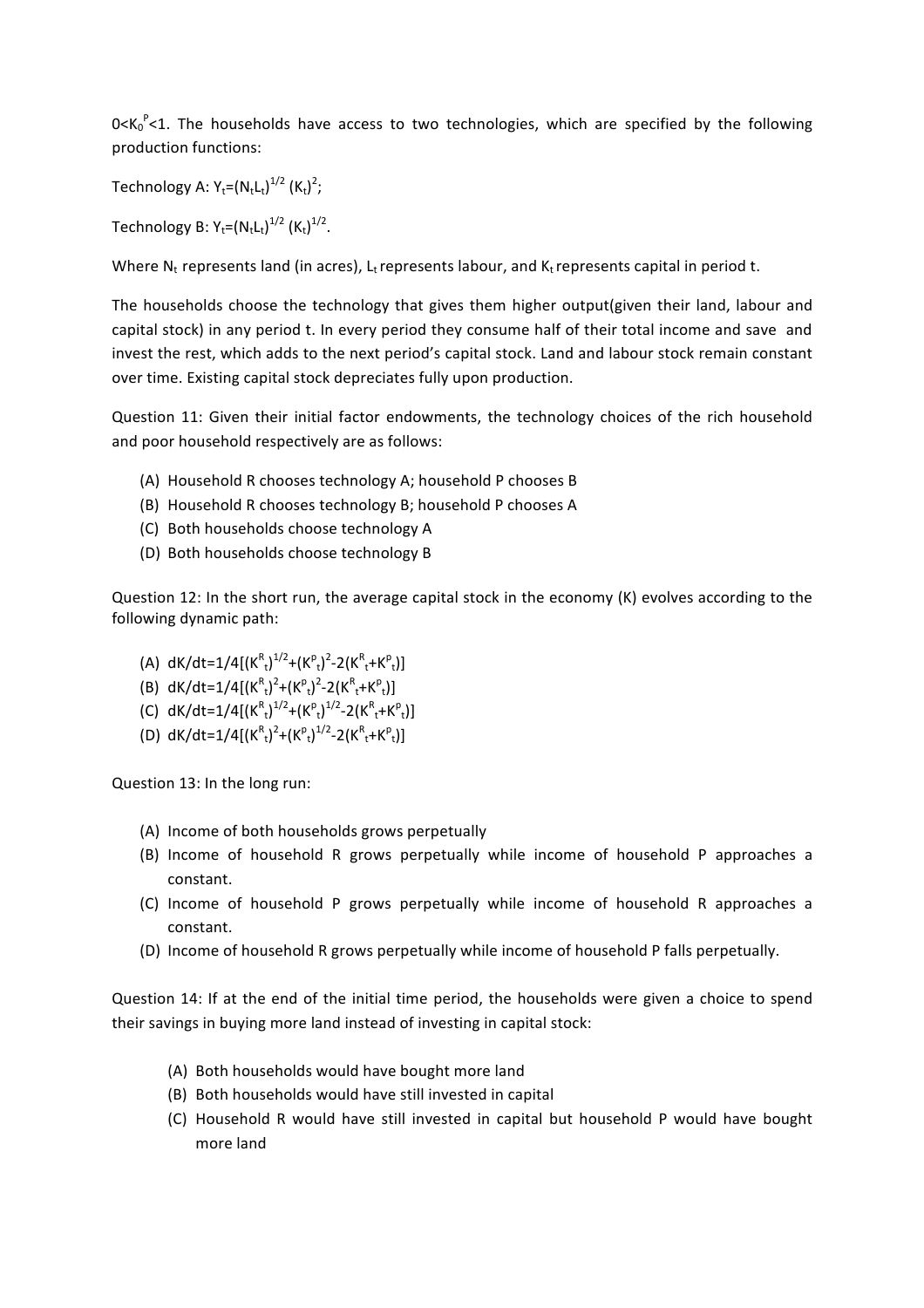$0<K_0^P<1$. The households have access to two technologies, which are specified by the following production functions:

Technology A: $Y_t=(N_tL_t)^{1/2}(K_t)^2$;

Technology B: $Y_t=(N_tL_t)^{1/2}(K_t)^{1/2}$.

Where $N_t$ represents land (in acres), $L_t$ represents labour, and $K_t$ represents capital in period t.

The households choose the technology that gives them higher output(given their land, labour and capital stock) in any period t. In every period they consume half of their total income and save and invest the rest, which adds to the next period's capital stock. Land and labour stock remain constant over time. Existing capital stock depreciates fully upon production.

Question 11: Given their initial factor endowments, the technology choices of the rich household and poor household respectively are as follows:

- (A) Household R chooses technology A; household P chooses B
- (B) Household R chooses technology B; household P chooses A
- (C) Both households choose technology A
- (D) Both households choose technology B

Question 12: In the short run, the average capital stock in the economy (K) evolves according to the following dynamic path:

- (A) $dK/dt=1/4[(K^R_t)^{1/2}+(K^P_t)^2-2(K^R_t+K^P_t)]$
- (B) $dK/dt=1/4[(K^R_t)^2+(K^P_t)^2-2(K^R_t+K^P_t)]$
- (C) $dK/dt=1/4[(K^R_t)^{1/2}+(K^P_t)^{1/2}-2(K^R_t+K^P_t)]$
- (D) $dK/dt=1/4[(K^R_t)^2+(K^P_t)^{1/2}-2(K^R_t+K^P_t)]$

Question 13: In the long run:

- (A) Income of both households grows perpetually
- (B) Income of household R grows perpetually while income of household P approaches a constant.
- (C) Income of household P grows perpetually while income of household R approaches a constant.
- (D) Income of household R grows perpetually while income of household P falls perpetually.

Question 14: If at the end of the initial time period, the households were given a choice to spend their savings in buying more land instead of investing in capital stock:

- (A) Both households would have bought more land
- (B) Both households would have still invested in capital
- (C) Household R would have still invested in capital but household P would have bought more land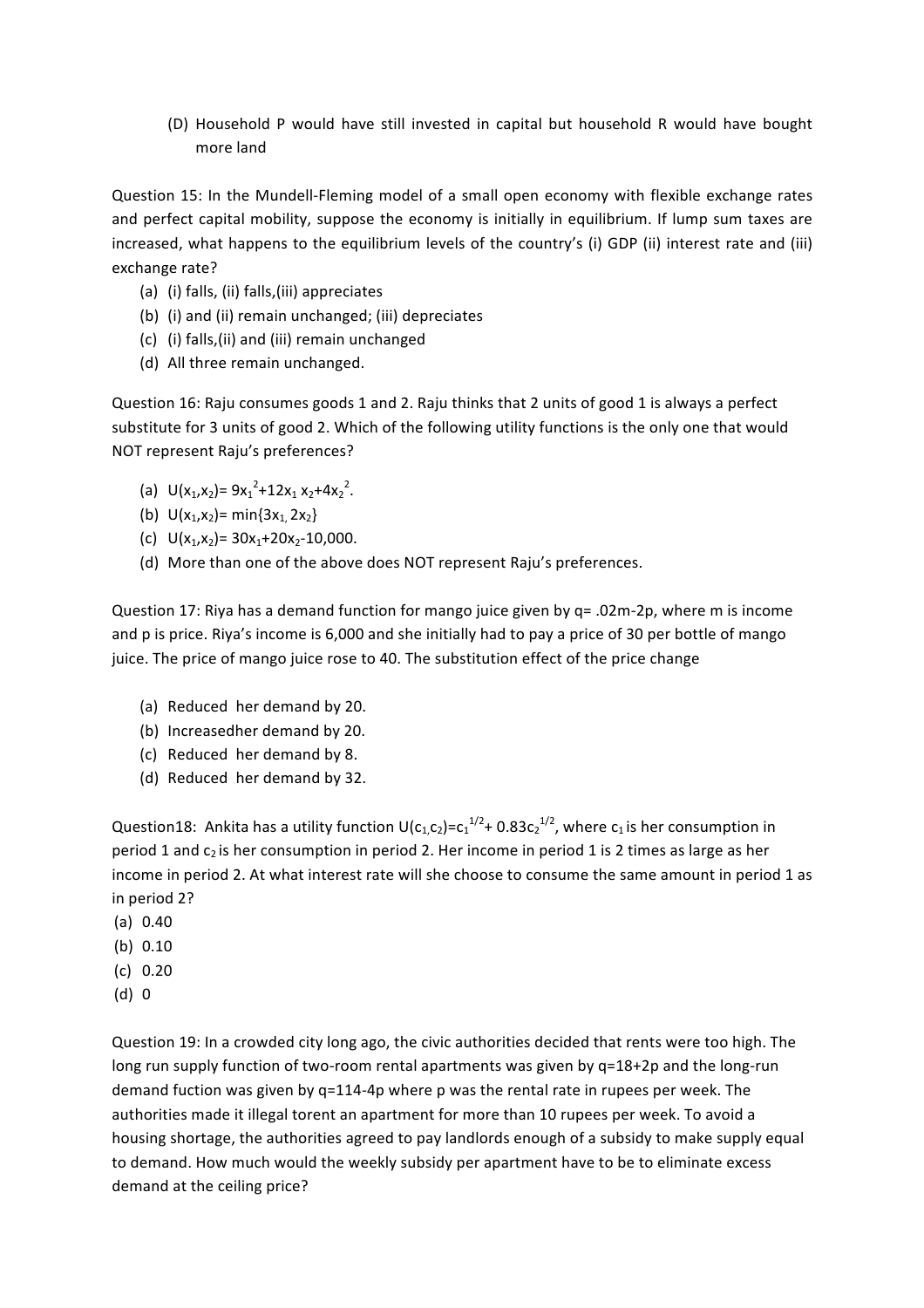(D) Household P would have still invested in capital but household R would have bought more land

Question 15: In the Mundell-Fleming model of a small open economy with flexible exchange rates and perfect capital mobility, suppose the economy is initially in equilibrium. If lump sum taxes are increased, what happens to the equilibrium levels of the country's (i) GDP (ii) interest rate and (iii) exchange rate?

(a) (i) falls, (ii) falls,(iii) appreciates
(b) (i) and (ii) remain unchanged; (iii) depreciates
(c) (i) falls,(ii) and (iii) remain unchanged
(d) All three remain unchanged.

Question 16: Raju consumes goods 1 and 2. Raju thinks that 2 units of good 1 is always a perfect substitute for 3 units of good 2. Which of the following utility functions is the only one that would NOT represent Raju's preferences?

(a) $U(x_1,x_2)= 9x_1^2+12x_1 x_2+4x_2^2$.
(b) $U(x_1,x_2)= \min\{3x_1, 2x_2\}$
(c) $U(x_1,x_2)= 30x_1+20x_2-10{,}000$.
(d) More than one of the above does NOT represent Raju's preferences.

Question 17: Riya has a demand function for mango juice given by $q= .02m-2p$, where m is income and p is price. Riya's income is 6,000 and she initially had to pay a price of 30 per bottle of mango juice. The price of mango juice rose to 40. The substitution effect of the price change

(a) Reduced her demand by 20.
(b) Increasedher demand by 20.
(c) Reduced her demand by 8.
(d) Reduced her demand by 32.

Question18: Ankita has a utility function $U(c_1,c_2)=c_1^{1/2}+ 0.83c_2^{1/2}$, where $c_1$ is her consumption in period 1 and $c_2$ is her consumption in period 2. Her income in period 1 is 2 times as large as her income in period 2. At what interest rate will she choose to consume the same amount in period 1 as in period 2?

(a) 0.40
(b) 0.10
(c) 0.20
(d) 0

Question 19: In a crowded city long ago, the civic authorities decided that rents were too high. The long run supply function of two-room rental apartments was given by $q=18+2p$ and the long-run demand fuction was given by $q=114-4p$ where p was the rental rate in rupees per week. The authorities made it illegal torent an apartment for more than 10 rupees per week. To avoid a housing shortage, the authorities agreed to pay landlords enough of a subsidy to make supply equal to demand. How much would the weekly subsidy per apartment have to be to eliminate excess demand at the ceiling price?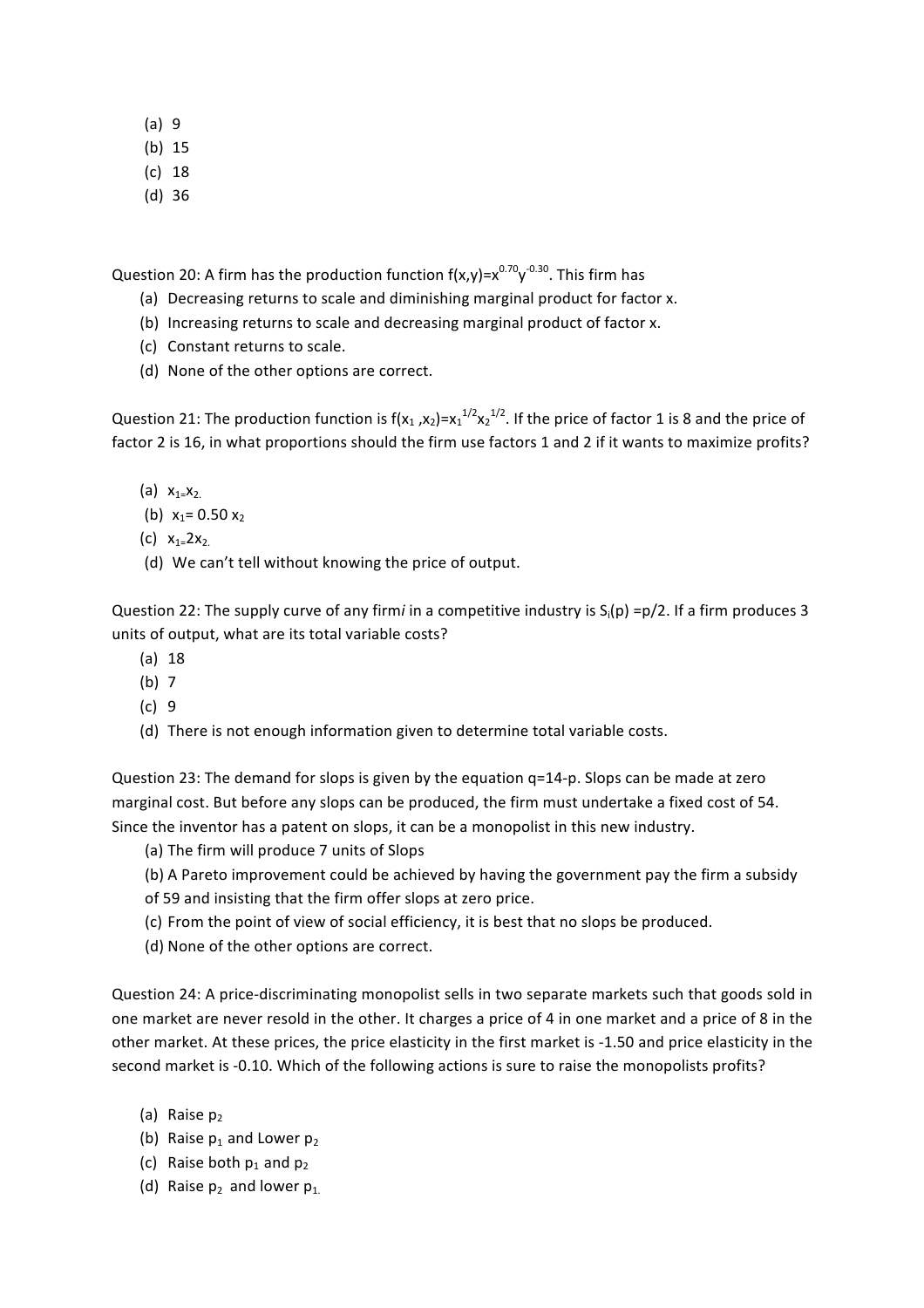(a) 9
(b) 15
(c) 18
(d) 36

Question 20: A firm has the production function $f(x,y)=x^{0.70}y^{-0.30}$. This firm has

(a) Decreasing returns to scale and diminishing marginal product for factor x.
(b) Increasing returns to scale and decreasing marginal product of factor x.
(c) Constant returns to scale.
(d) None of the other options are correct.

Question 21: The production function is $f(x_1, x_2)=x_1^{1/2}x_2^{1/2}$. If the price of factor 1 is 8 and the price of factor 2 is 16, in what proportions should the firm use factors 1 and 2 if it wants to maximize profits?

(a) $x_1 = x_2$.
(b) $x_1 = 0.50\, x_2$
(c) $x_1 = 2x_2$.
(d) We can't tell without knowing the price of output.

Question 22: The supply curve of any firm *i* in a competitive industry is $S_i(p) = p/2$. If a firm produces 3 units of output, what are its total variable costs?

(a) 18
(b) 7
(c) 9
(d) There is not enough information given to determine total variable costs.

Question 23: The demand for slops is given by the equation q=14-p. Slops can be made at zero marginal cost. But before any slops can be produced, the firm must undertake a fixed cost of 54. Since the inventor has a patent on slops, it can be a monopolist in this new industry.

(a) The firm will produce 7 units of Slops
(b) A Pareto improvement could be achieved by having the government pay the firm a subsidy of 59 and insisting that the firm offer slops at zero price.
(c) From the point of view of social efficiency, it is best that no slops be produced.
(d) None of the other options are correct.

Question 24: A price-discriminating monopolist sells in two separate markets such that goods sold in one market are never resold in the other. It charges a price of 4 in one market and a price of 8 in the other market. At these prices, the price elasticity in the first market is -1.50 and price elasticity in the second market is -0.10. Which of the following actions is sure to raise the monopolists profits?

(a) Raise $p_2$
(b) Raise $p_1$ and Lower $p_2$
(c) Raise both $p_1$ and $p_2$
(d) Raise $p_2$ and lower $p_1$.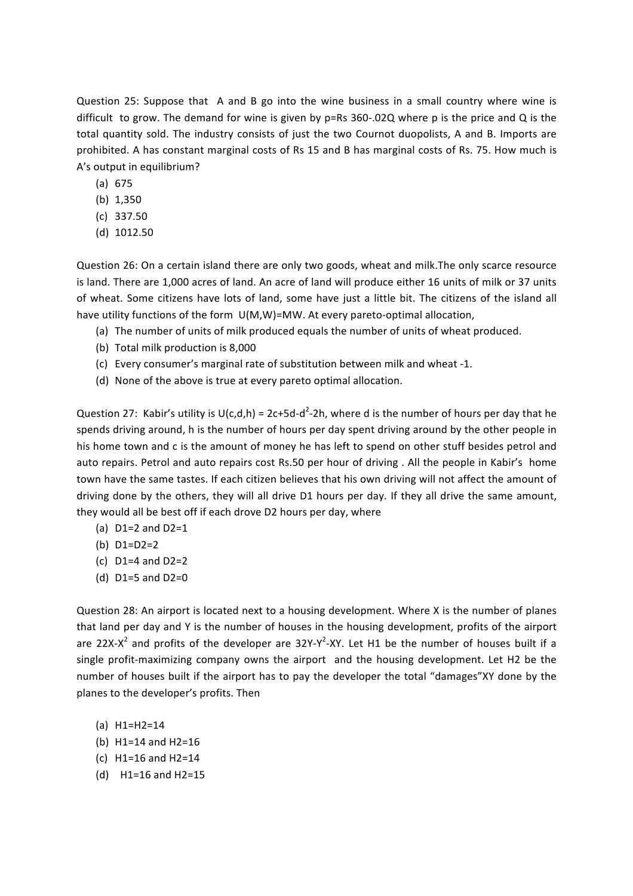Question 25: Suppose that A and B go into the wine business in a small country where wine is difficult to grow. The demand for wine is given by p=Rs 360-.02Q where p is the price and Q is the total quantity sold. The industry consists of just the two Cournot duopolists, A and B. Imports are prohibited. A has constant marginal costs of Rs 15 and B has marginal costs of Rs. 75. How much is A's output in equilibrium?

(a) 675
(b) 1,350
(c) 337.50
(d) 1012.50

Question 26: On a certain island there are only two goods, wheat and milk.The only scarce resource is land. There are 1,000 acres of land. An acre of land will produce either 16 units of milk or 37 units of wheat. Some citizens have lots of land, some have just a little bit. The citizens of the island all have utility functions of the form U(M,W)=MW. At every pareto-optimal allocation,

(a) The number of units of milk produced equals the number of units of wheat produced.
(b) Total milk production is 8,000
(c) Every consumer's marginal rate of substitution between milk and wheat -1.
(d) None of the above is true at every pareto optimal allocation.

Question 27: Kabir's utility is $U(c,d,h) = 2c+5d-d^2-2h$, where d is the number of hours per day that he spends driving around, h is the number of hours per day spent driving around by the other people in his home town and c is the amount of money he has left to spend on other stuff besides petrol and auto repairs. Petrol and auto repairs cost Rs.50 per hour of driving . All the people in Kabir's home town have the same tastes. If each citizen believes that his own driving will not affect the amount of driving done by the others, they will all drive D1 hours per day. If they all drive the same amount, they would all be best off if each drove D2 hours per day, where

(a) D1=2 and D2=1
(b) D1=D2=2
(c) D1=4 and D2=2
(d) D1=5 and D2=0

Question 28: An airport is located next to a housing development. Where X is the number of planes that land per day and Y is the number of houses in the housing development, profits of the airport are $22X-X^2$ and profits of the developer are $32Y-Y^2-XY$. Let H1 be the number of houses built if a single profit-maximizing company owns the airport and the housing development. Let H2 be the number of houses built if the airport has to pay the developer the total "damages"XY done by the planes to the developer's profits. Then

(a) H1=H2=14
(b) H1=14 and H2=16
(c) H1=16 and H2=14
(d) H1=16 and H2=15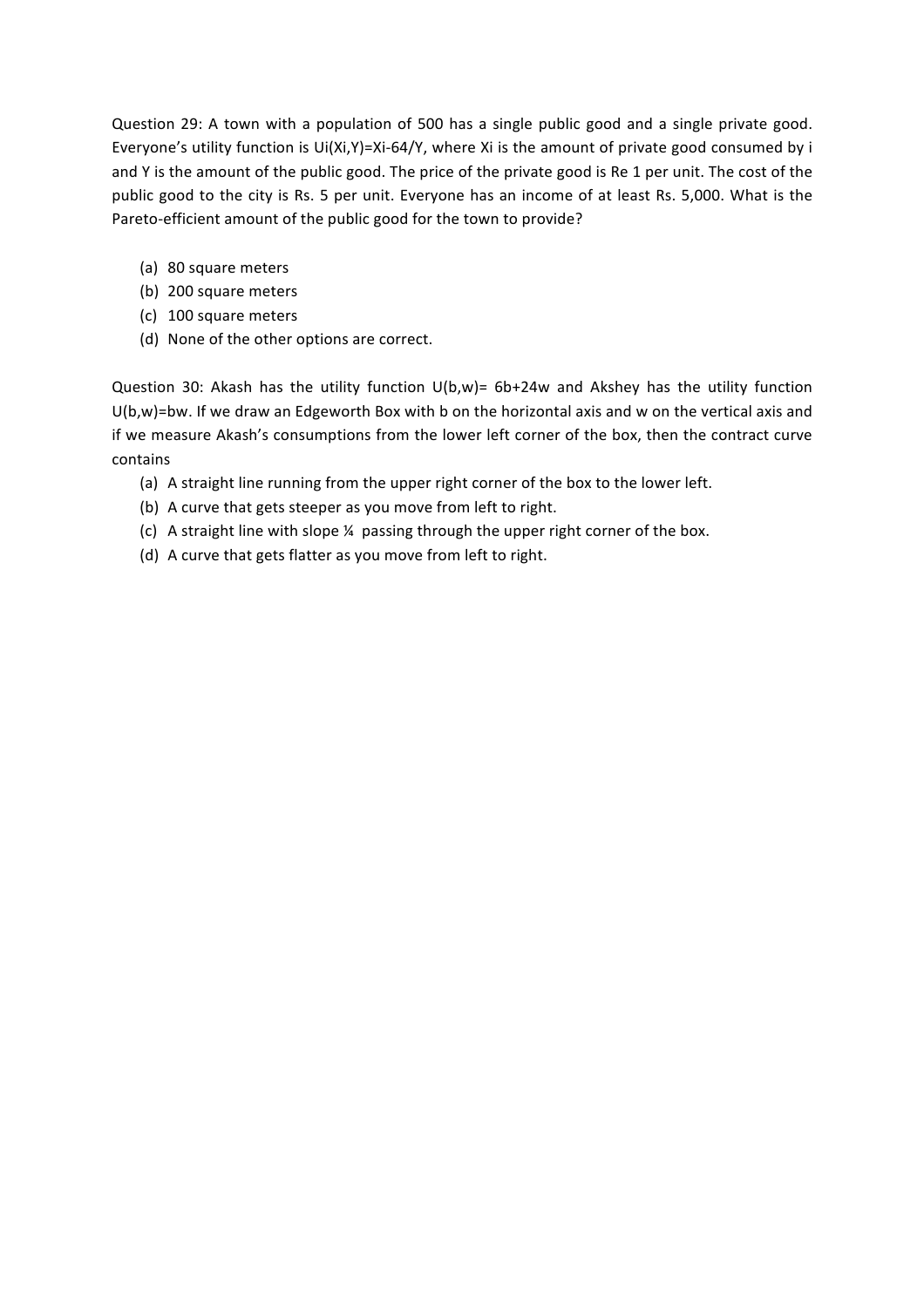Question 29: A town with a population of 500 has a single public good and a single private good. Everyone's utility function is $U_i(X_i,Y)=X_i-64/Y$, where $X_i$ is the amount of private good consumed by i and Y is the amount of the public good. The price of the private good is Re 1 per unit. The cost of the public good to the city is Rs. 5 per unit. Everyone has an income of at least Rs. 5,000. What is the Pareto-efficient amount of the public good for the town to provide?

(a) 80 square meters
(b) 200 square meters
(c) 100 square meters
(d) None of the other options are correct.

Question 30: Akash has the utility function $U(b,w)= 6b+24w$ and Akshey has the utility function $U(b,w)=bw$. If we draw an Edgeworth Box with b on the horizontal axis and w on the vertical axis and if we measure Akash's consumptions from the lower left corner of the box, then the contract curve contains

(a) A straight line running from the upper right corner of the box to the lower left.
(b) A curve that gets steeper as you move from left to right.
(c) A straight line with slope ¼ passing through the upper right corner of the box.
(d) A curve that gets flatter as you move from left to right.